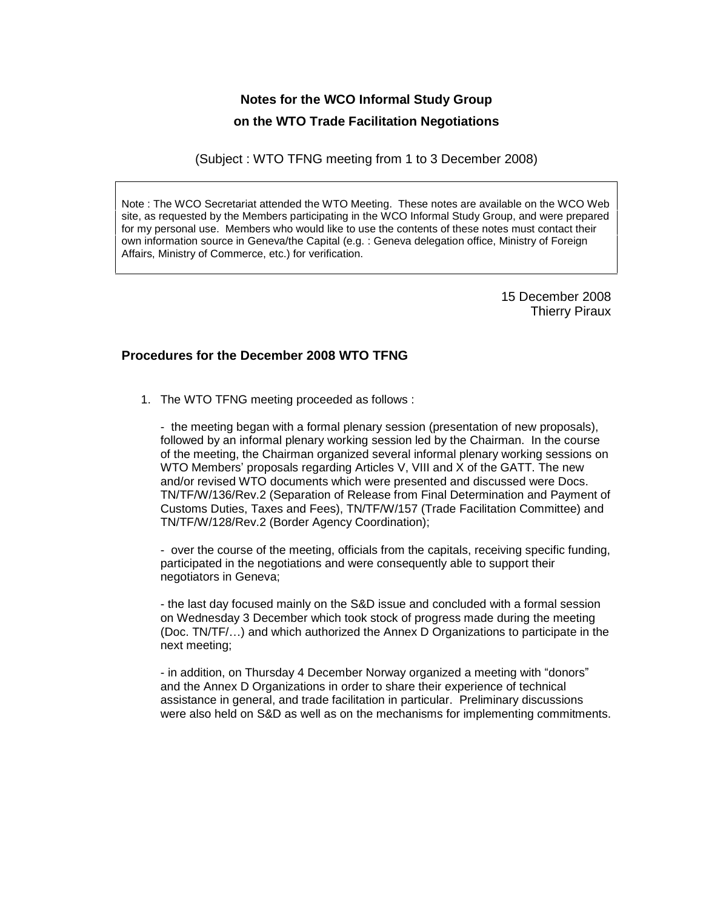**Notes for the WCO Informal Study Group**

**on the WTO Trade Facilitation Negotiations**

(Subject : WTO TFNG meeting from 1 to 3 December 2008)

Note : The WCO Secretariat attended the WTO Meeting. These notes are available on the WCO Web site, as requested by the Members participating in the WCO Informal Study Group, and were prepared for my personal use. Members who would like to use the contents of these notes must contact their own information source in Geneva/the Capital (e.g. : Geneva delegation office, Ministry of Foreign Affairs, Ministry of Commerce, etc.) for verification.

15 December 2008
Thierry Piraux

## Procedures for the December 2008 WTO TFNG

1. The WTO TFNG meeting proceeded as follows :

   - the meeting began with a formal plenary session (presentation of new proposals), followed by an informal plenary working session led by the Chairman. In the course of the meeting, the Chairman organized several informal plenary working sessions on WTO Members' proposals regarding Articles V, VIII and X of the GATT. The new and/or revised WTO documents which were presented and discussed were Docs. TN/TF/W/136/Rev.2 (Separation of Release from Final Determination and Payment of Customs Duties, Taxes and Fees), TN/TF/W/157 (Trade Facilitation Committee) and TN/TF/W/128/Rev.2 (Border Agency Coordination);

   - over the course of the meeting, officials from the capitals, receiving specific funding, participated in the negotiations and were consequently able to support their negotiators in Geneva;

   - the last day focused mainly on the S&D issue and concluded with a formal session on Wednesday 3 December which took stock of progress made during the meeting (Doc. TN/TF/…) and which authorized the Annex D Organizations to participate in the next meeting;

   - in addition, on Thursday 4 December Norway organized a meeting with "donors" and the Annex D Organizations in order to share their experience of technical assistance in general, and trade facilitation in particular. Preliminary discussions were also held on S&D as well as on the mechanisms for implementing commitments.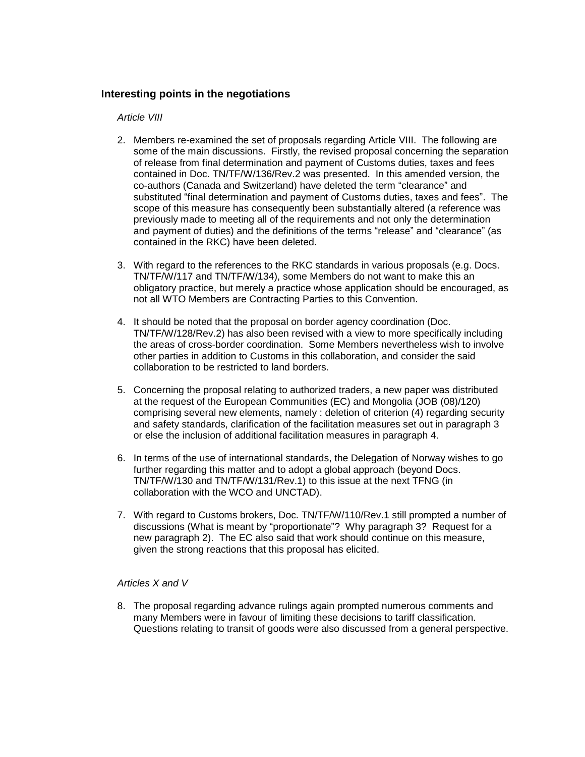### Interesting points in the negotiations

*Article VIII*

2. Members re-examined the set of proposals regarding Article VIII. The following are some of the main discussions. Firstly, the revised proposal concerning the separation of release from final determination and payment of Customs duties, taxes and fees contained in Doc. TN/TF/W/136/Rev.2 was presented. In this amended version, the co-authors (Canada and Switzerland) have deleted the term "clearance" and substituted "final determination and payment of Customs duties, taxes and fees". The scope of this measure has consequently been substantially altered (a reference was previously made to meeting all of the requirements and not only the determination and payment of duties) and the definitions of the terms "release" and "clearance" (as contained in the RKC) have been deleted.

3. With regard to the references to the RKC standards in various proposals (e.g. Docs. TN/TF/W/117 and TN/TF/W/134), some Members do not want to make this an obligatory practice, but merely a practice whose application should be encouraged, as not all WTO Members are Contracting Parties to this Convention.

4. It should be noted that the proposal on border agency coordination (Doc. TN/TF/W/128/Rev.2) has also been revised with a view to more specifically including the areas of cross-border coordination. Some Members nevertheless wish to involve other parties in addition to Customs in this collaboration, and consider the said collaboration to be restricted to land borders.

5. Concerning the proposal relating to authorized traders, a new paper was distributed at the request of the European Communities (EC) and Mongolia (JOB (08)/120) comprising several new elements, namely : deletion of criterion (4) regarding security and safety standards, clarification of the facilitation measures set out in paragraph 3 or else the inclusion of additional facilitation measures in paragraph 4.

6. In terms of the use of international standards, the Delegation of Norway wishes to go further regarding this matter and to adopt a global approach (beyond Docs. TN/TF/W/130 and TN/TF/W/131/Rev.1) to this issue at the next TFNG (in collaboration with the WCO and UNCTAD).

7. With regard to Customs brokers, Doc. TN/TF/W/110/Rev.1 still prompted a number of discussions (What is meant by "proportionate"? Why paragraph 3? Request for a new paragraph 2). The EC also said that work should continue on this measure, given the strong reactions that this proposal has elicited.

*Articles X and V*

8. The proposal regarding advance rulings again prompted numerous comments and many Members were in favour of limiting these decisions to tariff classification. Questions relating to transit of goods were also discussed from a general perspective.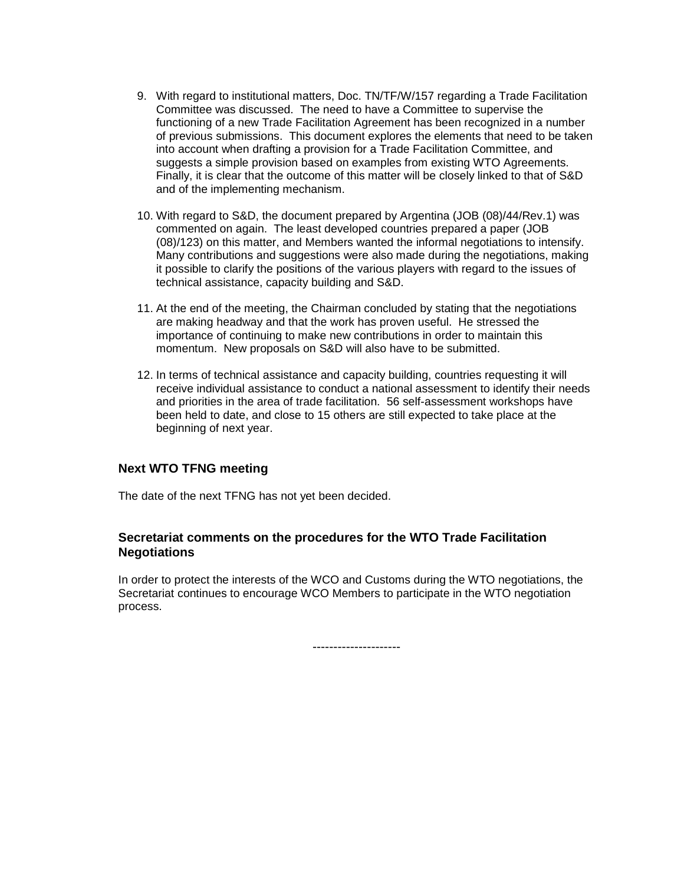9. With regard to institutional matters, Doc. TN/TF/W/157 regarding a Trade Facilitation Committee was discussed. The need to have a Committee to supervise the functioning of a new Trade Facilitation Agreement has been recognized in a number of previous submissions. This document explores the elements that need to be taken into account when drafting a provision for a Trade Facilitation Committee, and suggests a simple provision based on examples from existing WTO Agreements. Finally, it is clear that the outcome of this matter will be closely linked to that of S&D and of the implementing mechanism.

10. With regard to S&D, the document prepared by Argentina (JOB (08)/44/Rev.1) was commented on again. The least developed countries prepared a paper (JOB (08)/123) on this matter, and Members wanted the informal negotiations to intensify. Many contributions and suggestions were also made during the negotiations, making it possible to clarify the positions of the various players with regard to the issues of technical assistance, capacity building and S&D.

11. At the end of the meeting, the Chairman concluded by stating that the negotiations are making headway and that the work has proven useful. He stressed the importance of continuing to make new contributions in order to maintain this momentum. New proposals on S&D will also have to be submitted.

12. In terms of technical assistance and capacity building, countries requesting it will receive individual assistance to conduct a national assessment to identify their needs and priorities in the area of trade facilitation. 56 self-assessment workshops have been held to date, and close to 15 others are still expected to take place at the beginning of next year.

### Next WTO TFNG meeting

The date of the next TFNG has not yet been decided.

### Secretariat comments on the procedures for the WTO Trade Facilitation Negotiations

In order to protect the interests of the WCO and Customs during the WTO negotiations, the Secretariat continues to encourage WCO Members to participate in the WTO negotiation process.

---------------------